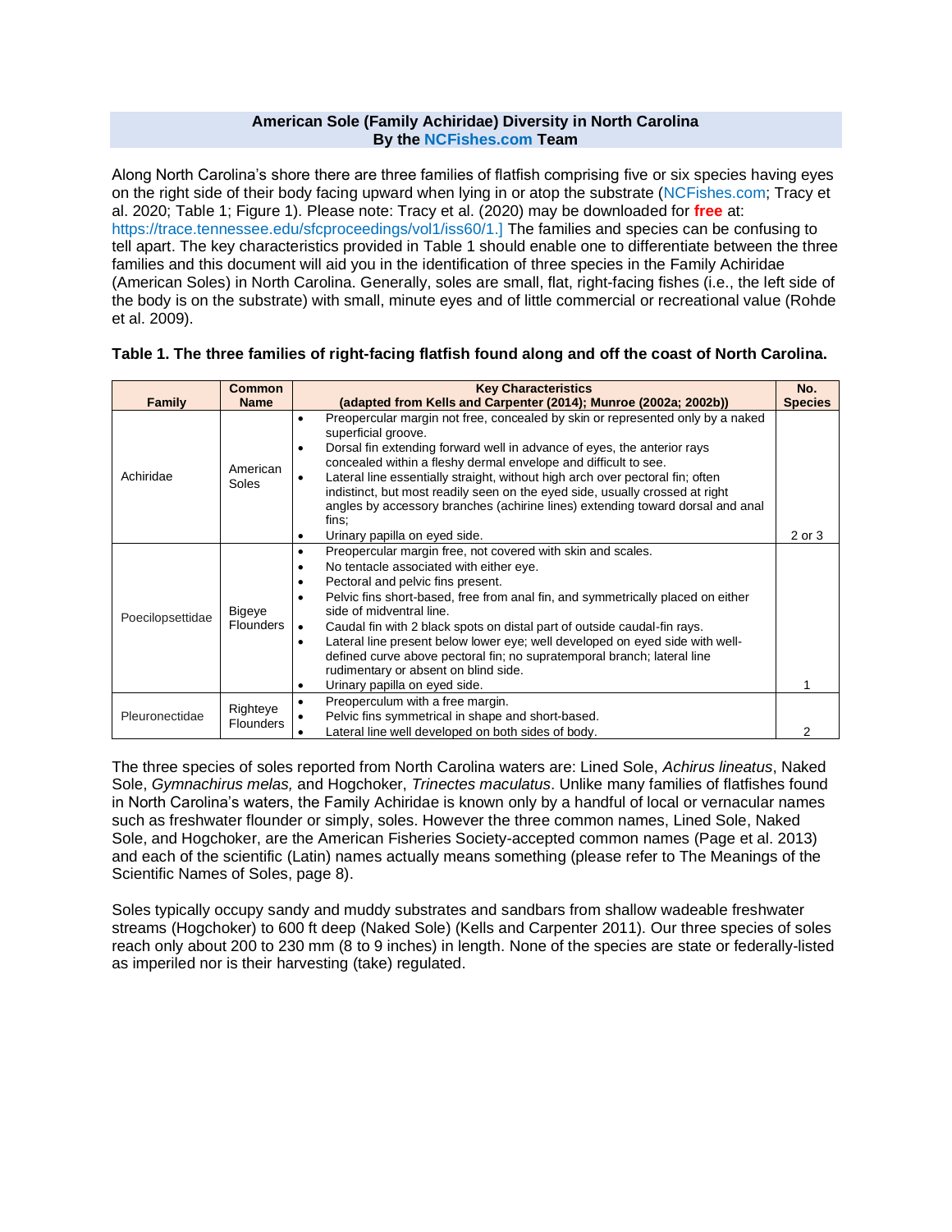## American Sole (Family Achiridae) Diversity in North Carolina
## By the NCFishes.com Team

Along North Carolina's shore there are three families of flatfish comprising five or six species having eyes on the right side of their body facing upward when lying in or atop the substrate (NCFishes.com; Tracy et al. 2020; Table 1; Figure 1). Please note: Tracy et al. (2020) may be downloaded for **free** at: https://trace.tennessee.edu/sfcproceedings/vol1/iss60/1.] The families and species can be confusing to tell apart. The key characteristics provided in Table 1 should enable one to differentiate between the three families and this document will aid you in the identification of three species in the Family Achiridae (American Soles) in North Carolina. Generally, soles are small, flat, right-facing fishes (i.e., the left side of the body is on the substrate) with small, minute eyes and of little commercial or recreational value (Rohde et al. 2009).

**Table 1. The three families of right-facing flatfish found along and off the coast of North Carolina.**

| Family | Common Name | Key Characteristics (adapted from Kells and Carpenter (2014); Munroe (2002a; 2002b)) | No. Species |
|---|---|---|---|
| Achiridae | American Soles | • Preopercular margin not free, concealed by skin or represented only by a naked superficial groove. <br> • Dorsal fin extending forward well in advance of eyes, the anterior rays concealed within a fleshy dermal envelope and difficult to see. <br> • Lateral line essentially straight, without high arch over pectoral fin; often indistinct, but most readily seen on the eyed side, usually crossed at right angles by accessory branches (achirine lines) extending toward dorsal and anal fins; <br> • Urinary papilla on eyed side. | 2 or 3 |
| Poecilopsettidae | Bigeye Flounders | • Preopercular margin free, not covered with skin and scales. <br> • No tentacle associated with either eye. <br> • Pectoral and pelvic fins present. <br> • Pelvic fins short-based, free from anal fin, and symmetrically placed on either side of midventral line. <br> • Caudal fin with 2 black spots on distal part of outside caudal-fin rays. <br> • Lateral line present below lower eye; well developed on eyed side with well-defined curve above pectoral fin; no supratemporal branch; lateral line rudimentary or absent on blind side. <br> • Urinary papilla on eyed side. | 1 |
| Pleuronectidae | Righteye Flounders | • Preoperculum with a free margin. <br> • Pelvic fins symmetrical in shape and short-based. <br> • Lateral line well developed on both sides of body. | 2 |

The three species of soles reported from North Carolina waters are: Lined Sole, *Achirus lineatus*, Naked Sole, *Gymnachirus melas,* and Hogchoker, *Trinectes maculatus*. Unlike many families of flatfishes found in North Carolina's waters, the Family Achiridae is known only by a handful of local or vernacular names such as freshwater flounder or simply, soles. However the three common names, Lined Sole, Naked Sole, and Hogchoker, are the American Fisheries Society-accepted common names (Page et al. 2013) and each of the scientific (Latin) names actually means something (please refer to The Meanings of the Scientific Names of Soles, page 8).

Soles typically occupy sandy and muddy substrates and sandbars from shallow wadeable freshwater streams (Hogchoker) to 600 ft deep (Naked Sole) (Kells and Carpenter 2011). Our three species of soles reach only about 200 to 230 mm (8 to 9 inches) in length. None of the species are state or federally-listed as imperiled nor is their harvesting (take) regulated.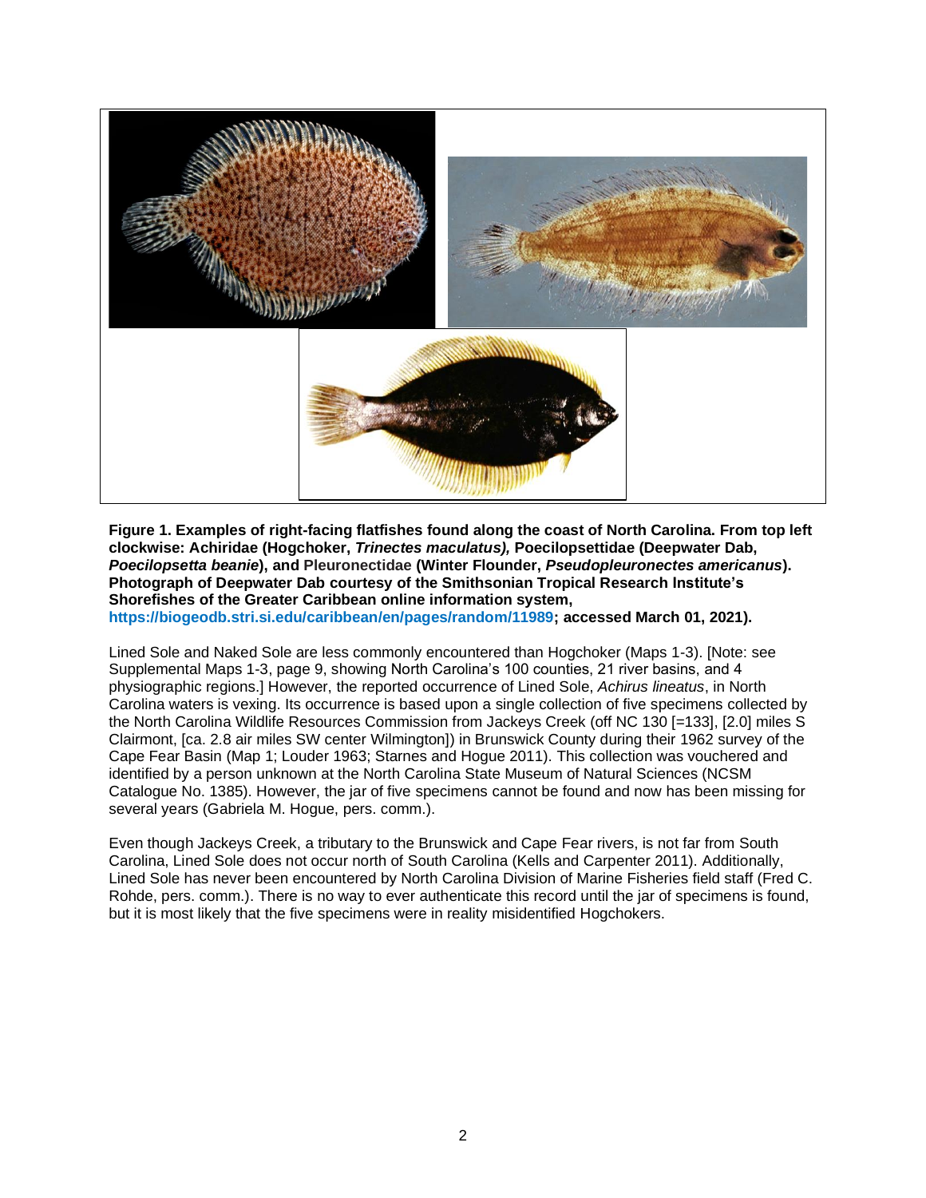**Figure 1. Examples of right-facing flatfishes found along the coast of North Carolina. From top left clockwise: Achiridae (Hogchoker, *Trinectes maculatus*), Poecilopsettidae (Deepwater Dab, *Poecilopsetta beanie*), and Pleuronectidae (Winter Flounder, *Pseudopleuronectes americanus*). Photograph of Deepwater Dab courtesy of the Smithsonian Tropical Research Institute's Shorefishes of the Greater Caribbean online information system, https://biogeodb.stri.si.edu/caribbean/en/pages/random/11989; accessed March 01, 2021).**

Lined Sole and Naked Sole are less commonly encountered than Hogchoker (Maps 1-3). [Note: see Supplemental Maps 1-3, page 9, showing North Carolina's 100 counties, 21 river basins, and 4 physiographic regions.] However, the reported occurrence of Lined Sole, *Achirus lineatus*, in North Carolina waters is vexing. Its occurrence is based upon a single collection of five specimens collected by the North Carolina Wildlife Resources Commission from Jackeys Creek (off NC 130 [=133], [2.0] miles S Clairmont, [ca. 2.8 air miles SW center Wilmington]) in Brunswick County during their 1962 survey of the Cape Fear Basin (Map 1; Louder 1963; Starnes and Hogue 2011). This collection was vouchered and identified by a person unknown at the North Carolina State Museum of Natural Sciences (NCSM Catalogue No. 1385). However, the jar of five specimens cannot be found and now has been missing for several years (Gabriela M. Hogue, pers. comm.).

Even though Jackeys Creek, a tributary to the Brunswick and Cape Fear rivers, is not far from South Carolina, Lined Sole does not occur north of South Carolina (Kells and Carpenter 2011). Additionally, Lined Sole has never been encountered by North Carolina Division of Marine Fisheries field staff (Fred C. Rohde, pers. comm.). There is no way to ever authenticate this record until the jar of specimens is found, but it is most likely that the five specimens were in reality misidentified Hogchokers.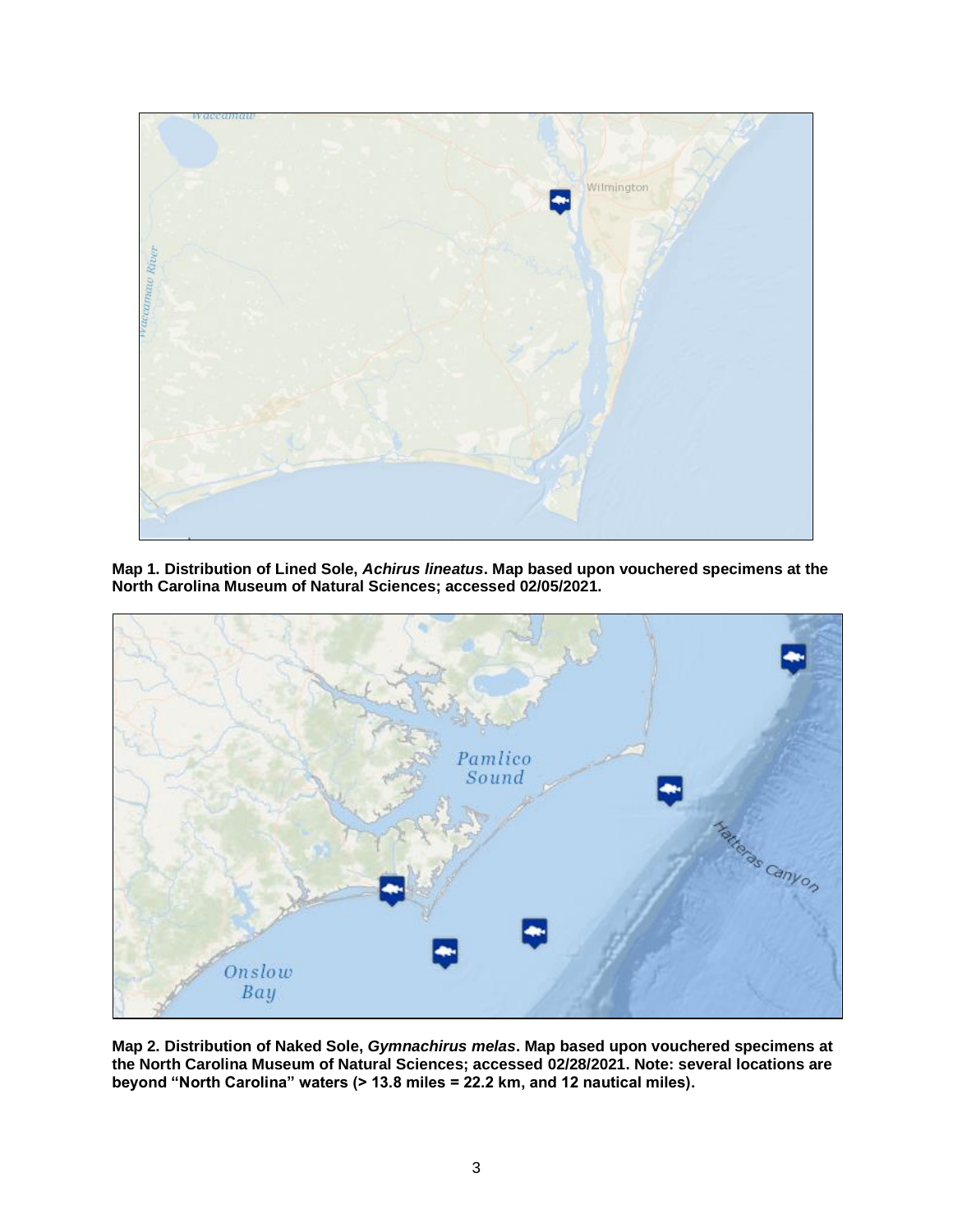**Map 1. Distribution of Lined Sole, *Achirus lineatus*. Map based upon vouchered specimens at the North Carolina Museum of Natural Sciences; accessed 02/05/2021.**

**Map 2. Distribution of Naked Sole, *Gymnachirus melas*. Map based upon vouchered specimens at the North Carolina Museum of Natural Sciences; accessed 02/28/2021. Note: several locations are beyond "North Carolina" waters (> 13.8 miles = 22.2 km, and 12 nautical miles).**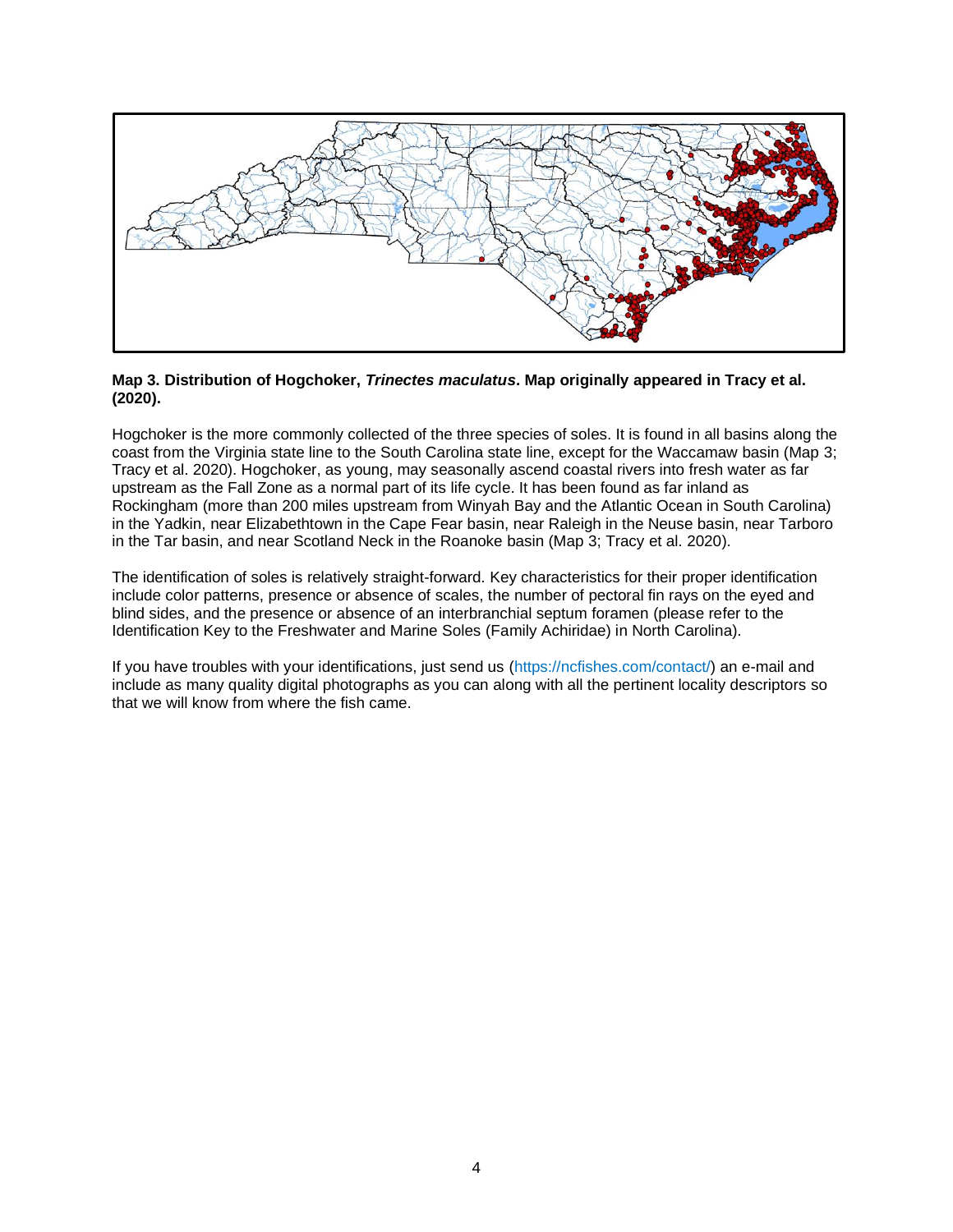**Map 3. Distribution of Hogchoker, *Trinectes maculatus*. Map originally appeared in Tracy et al. (2020).**

Hogchoker is the more commonly collected of the three species of soles. It is found in all basins along the coast from the Virginia state line to the South Carolina state line, except for the Waccamaw basin (Map 3; Tracy et al. 2020). Hogchoker, as young, may seasonally ascend coastal rivers into fresh water as far upstream as the Fall Zone as a normal part of its life cycle. It has been found as far inland as Rockingham (more than 200 miles upstream from Winyah Bay and the Atlantic Ocean in South Carolina) in the Yadkin, near Elizabethtown in the Cape Fear basin, near Raleigh in the Neuse basin, near Tarboro in the Tar basin, and near Scotland Neck in the Roanoke basin (Map 3; Tracy et al. 2020).

The identification of soles is relatively straight-forward. Key characteristics for their proper identification include color patterns, presence or absence of scales, the number of pectoral fin rays on the eyed and blind sides, and the presence or absence of an interbranchial septum foramen (please refer to the Identification Key to the Freshwater and Marine Soles (Family Achiridae) in North Carolina).

If you have troubles with your identifications, just send us (https://ncfishes.com/contact/) an e-mail and include as many quality digital photographs as you can along with all the pertinent locality descriptors so that we will know from where the fish came.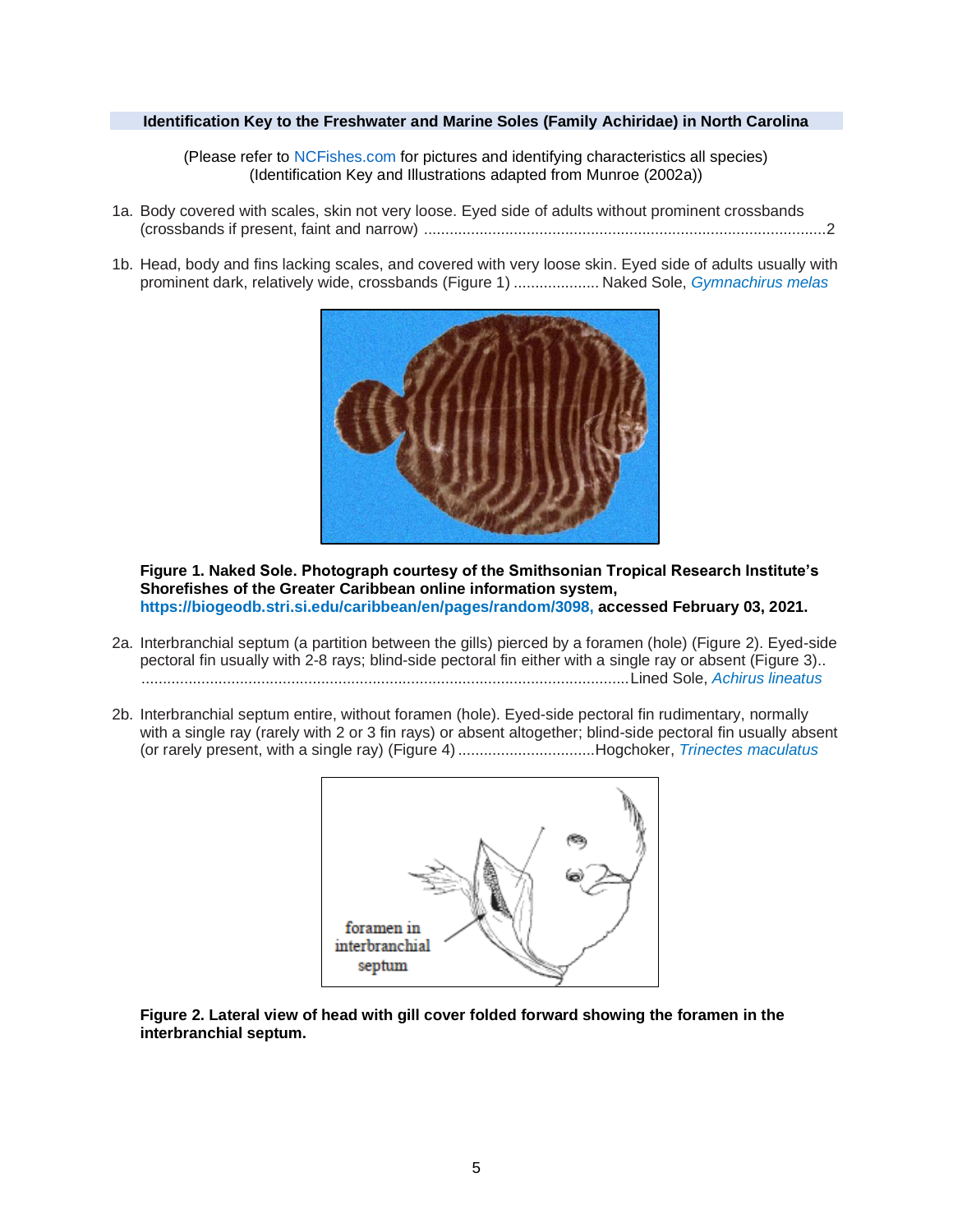## Identification Key to the Freshwater and Marine Soles (Family Achiridae) in North Carolina

(Please refer to NCFishes.com for pictures and identifying characteristics all species)
(Identification Key and Illustrations adapted from Munroe (2002a))

1a. Body covered with scales, skin not very loose. Eyed side of adults without prominent crossbands (crossbands if present, faint and narrow) ..............................................................................................2

1b. Head, body and fins lacking scales, and covered with very loose skin. Eyed side of adults usually with prominent dark, relatively wide, crossbands (Figure 1) .................... Naked Sole, *Gymnachirus melas*

**Figure 1. Naked Sole. Photograph courtesy of the Smithsonian Tropical Research Institute's Shorefishes of the Greater Caribbean online information system, https://biogeodb.stri.si.edu/caribbean/en/pages/random/3098, accessed February 03, 2021.**

2a. Interbranchial septum (a partition between the gills) pierced by a foramen (hole) (Figure 2). Eyed-side pectoral fin usually with 2-8 rays; blind-side pectoral fin either with a single ray or absent (Figure 3).. ..................................................................................................................Lined Sole, *Achirus lineatus*

2b. Interbranchial septum entire, without foramen (hole). Eyed-side pectoral fin rudimentary, normally with a single ray (rarely with 2 or 3 fin rays) or absent altogether; blind-side pectoral fin usually absent (or rarely present, with a single ray) (Figure 4) ................................Hogchoker, *Trinectes maculatus*

**Figure 2. Lateral view of head with gill cover folded forward showing the foramen in the interbranchial septum.**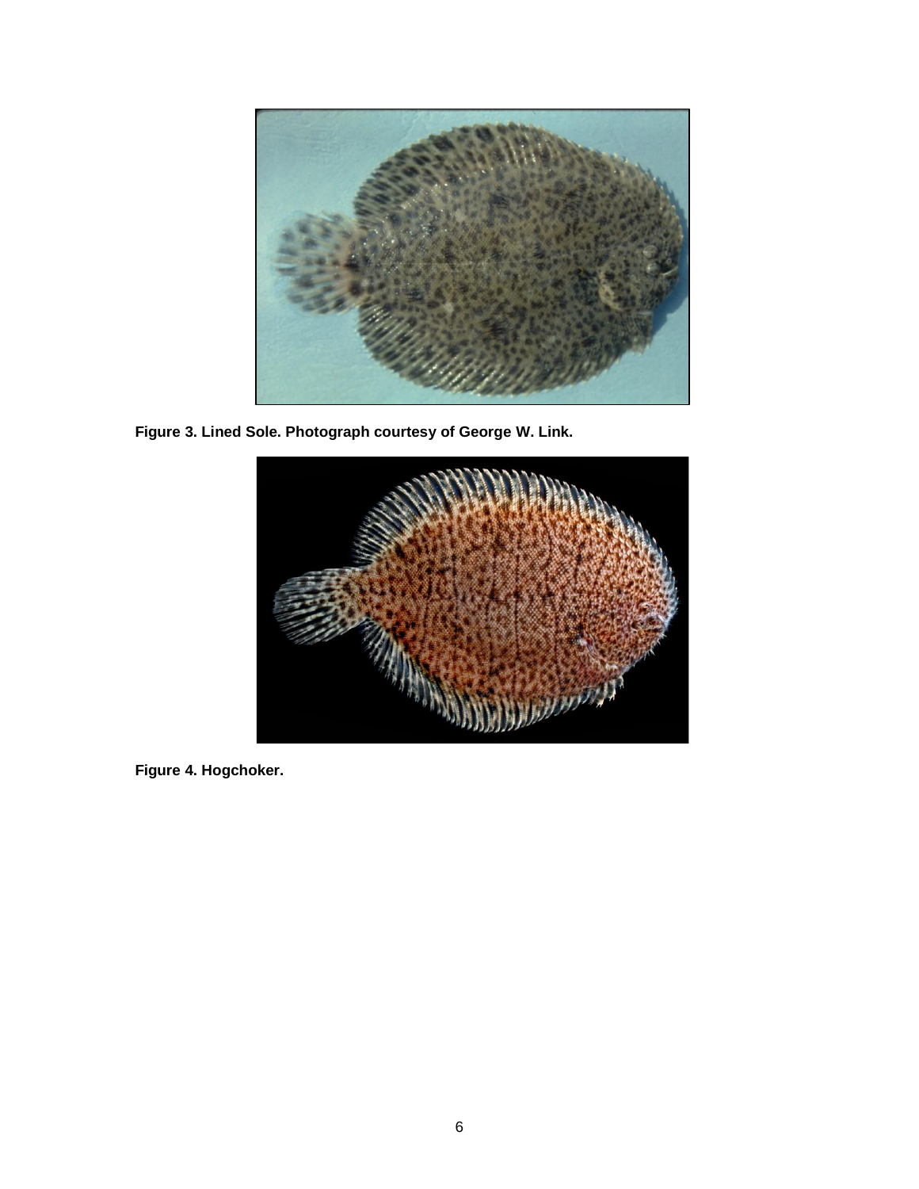**Figure 3. Lined Sole. Photograph courtesy of George W. Link.**

**Figure 4. Hogchoker.**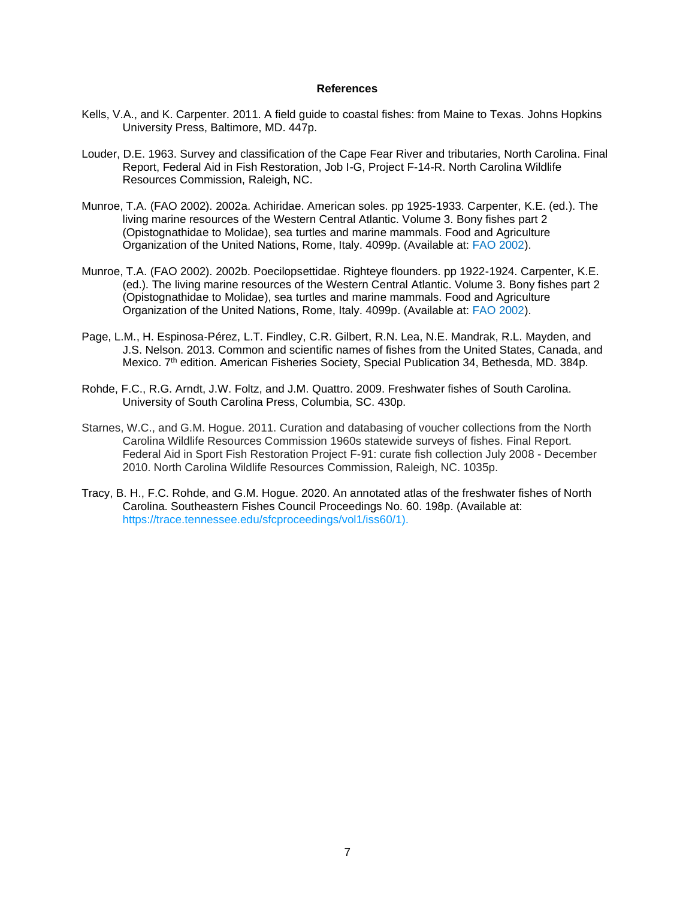## References

Kells, V.A., and K. Carpenter. 2011. A field guide to coastal fishes: from Maine to Texas. Johns Hopkins University Press, Baltimore, MD. 447p.

Louder, D.E. 1963. Survey and classification of the Cape Fear River and tributaries, North Carolina. Final Report, Federal Aid in Fish Restoration, Job I-G, Project F-14-R. North Carolina Wildlife Resources Commission, Raleigh, NC.

Munroe, T.A. (FAO 2002). 2002a. Achiridae. American soles. pp 1925-1933. Carpenter, K.E. (ed.). The living marine resources of the Western Central Atlantic. Volume 3. Bony fishes part 2 (Opistognathidae to Molidae), sea turtles and marine mammals. Food and Agriculture Organization of the United Nations, Rome, Italy. 4099p. (Available at: FAO 2002).

Munroe, T.A. (FAO 2002). 2002b. Poecilopsettidae. Righteye flounders. pp 1922-1924. Carpenter, K.E. (ed.). The living marine resources of the Western Central Atlantic. Volume 3. Bony fishes part 2 (Opistognathidae to Molidae), sea turtles and marine mammals. Food and Agriculture Organization of the United Nations, Rome, Italy. 4099p. (Available at: FAO 2002).

Page, L.M., H. Espinosa-Pérez, L.T. Findley, C.R. Gilbert, R.N. Lea, N.E. Mandrak, R.L. Mayden, and J.S. Nelson. 2013. Common and scientific names of fishes from the United States, Canada, and Mexico. 7th edition. American Fisheries Society, Special Publication 34, Bethesda, MD. 384p.

Rohde, F.C., R.G. Arndt, J.W. Foltz, and J.M. Quattro. 2009. Freshwater fishes of South Carolina. University of South Carolina Press, Columbia, SC. 430p.

Starnes, W.C., and G.M. Hogue. 2011. Curation and databasing of voucher collections from the North Carolina Wildlife Resources Commission 1960s statewide surveys of fishes. Final Report. Federal Aid in Sport Fish Restoration Project F-91: curate fish collection July 2008 - December 2010. North Carolina Wildlife Resources Commission, Raleigh, NC. 1035p.

Tracy, B. H., F.C. Rohde, and G.M. Hogue. 2020. An annotated atlas of the freshwater fishes of North Carolina. Southeastern Fishes Council Proceedings No. 60. 198p. (Available at: https://trace.tennessee.edu/sfcproceedings/vol1/iss60/1).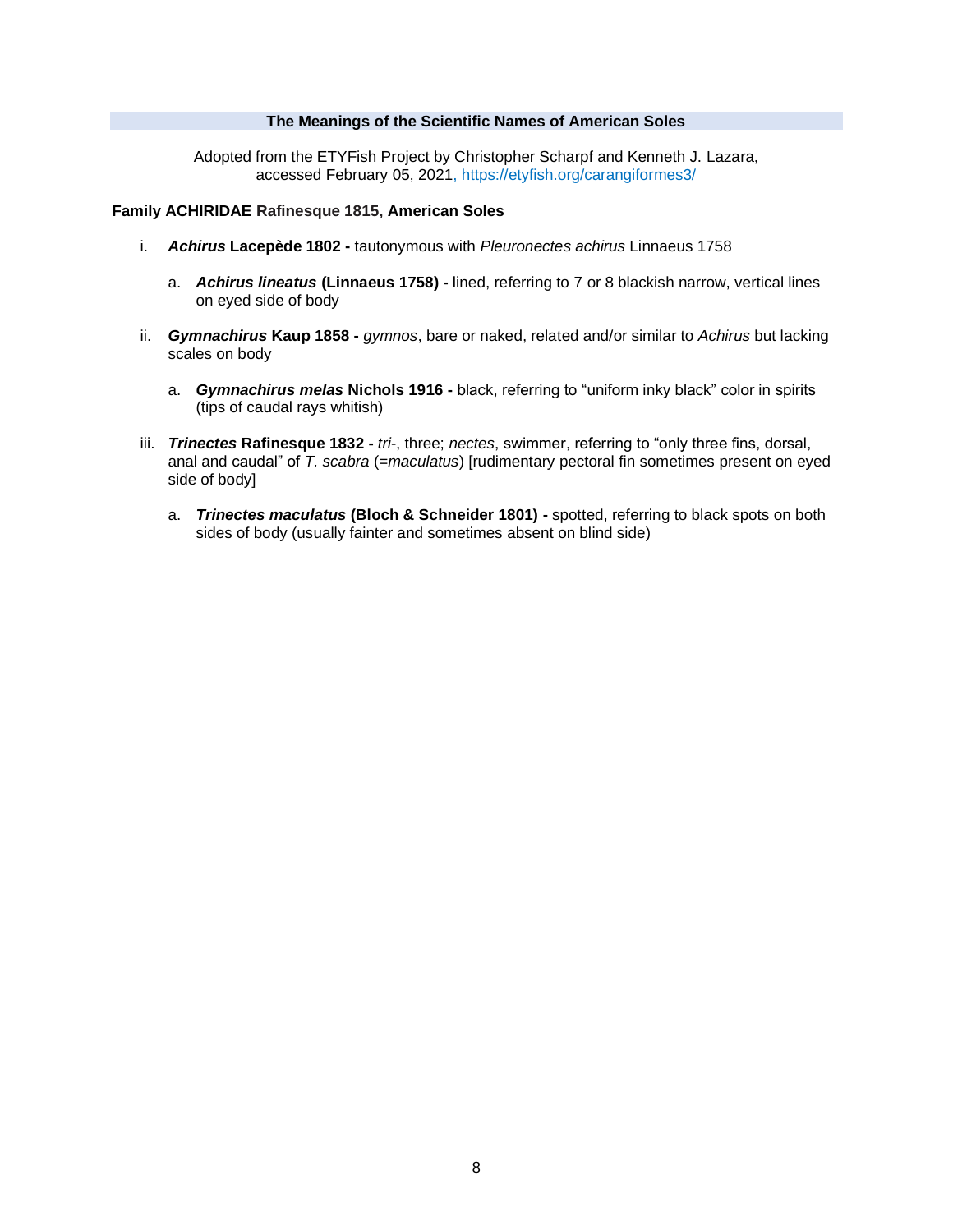## The Meanings of the Scientific Names of American Soles

Adopted from the ETYFish Project by Christopher Scharpf and Kenneth J. Lazara, accessed February 05, 2021, https://etyfish.org/carangiformes3/

### Family ACHIRIDAE Rafinesque 1815, American Soles

i. ***Achirus* Lacepède 1802 -** tautonymous with *Pleuronectes achirus* Linnaeus 1758

   a. ***Achirus lineatus* (Linnaeus 1758) -** lined, referring to 7 or 8 blackish narrow, vertical lines on eyed side of body

ii. ***Gymnachirus* Kaup 1858 -** *gymnos*, bare or naked, related and/or similar to *Achirus* but lacking scales on body

   a. ***Gymnachirus melas* Nichols 1916 -** black, referring to "uniform inky black" color in spirits (tips of caudal rays whitish)

iii. ***Trinectes* Rafinesque 1832 -** *tri-*, three; *nectes*, swimmer, referring to "only three fins, dorsal, anal and caudal" of *T. scabra* (=*maculatus*) [rudimentary pectoral fin sometimes present on eyed side of body]

   a. ***Trinectes maculatus* (Bloch & Schneider 1801) -** spotted, referring to black spots on both sides of body (usually fainter and sometimes absent on blind side)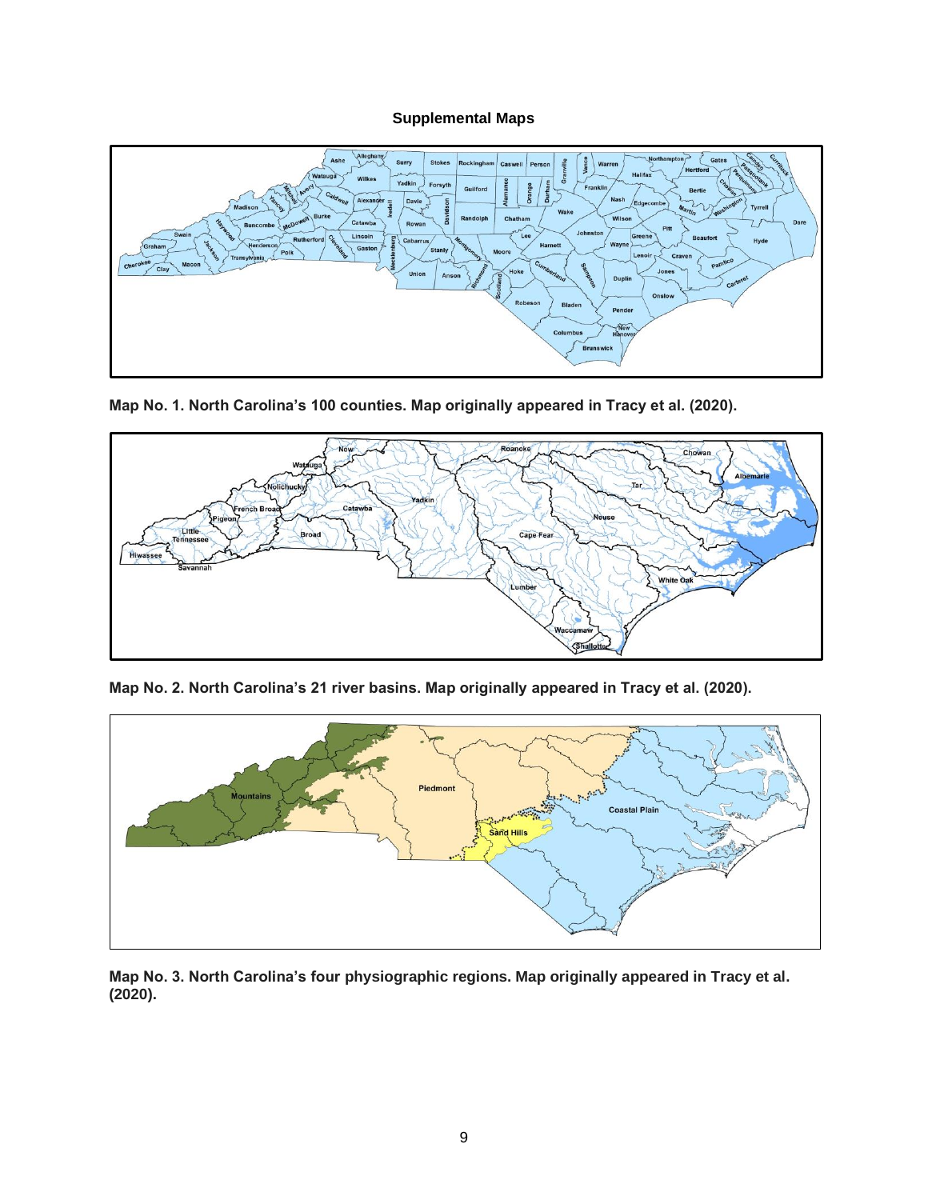**Supplemental Maps**

Ashe
Alleghany
Surry
Stokes
Rockingham
Caswell
Person
Granville
Vance
Warren
Northampton
Gates
Camden
Currituck
Watauga
Wilkes
Yadkin
Forsyth
Guilford
Alamance
Orange
Durham
Halifax
Hertford
Pasquotank
Perquimans
Franklin
Bertie
Chowan
Mitchell
Avery
Caldwell
Alexander
Iredell
Davie
Davidson
Nash
Edgecombe
Martin
Washington
Tyrrell
Madison
Yancey
Burke
Catawba
Rowan
Randolph
Chatham
Wake
Wilson
Dare
Haywood
Buncombe
McDowell
Lincoln
Cabarrus
Lee
Johnston
Pitt
Beaufort
Swain
Rutherford
Gaston
Mecklenburg
Stanly
Montgomery
Moore
Harnett
Greene
Wayne
Hyde
Graham
Jackson
Henderson
Polk
Cleveland
Lenoir
Craven
Pamlico
Cherokee
Clay
Macon
Transylvania
Union
Anson
Richmond
Scotland
Hoke
Cumberland
Sampson
Duplin
Jones
Carteret
Onslow
Robeson
Bladen
Pender
Columbus
New Hanover
Brunswick

**Map No. 1. North Carolina's 100 counties. Map originally appeared in Tracy et al. (2020).**

New
Roanoke
Chowan
Watauga
Albemarle
Nolichucky
Yadkin
Tar
French Broad
Catawba
Pigeon
Neuse
Little Tennessee
Broad
Cape Fear
Hiwassee
Savannah
White Oak
Lumber
Waccamaw
Shallotte

**Map No. 2. North Carolina's 21 river basins. Map originally appeared in Tracy et al. (2020).**

Mountains
Piedmont
Coastal Plain
Sand Hills

**Map No. 3. North Carolina's four physiographic regions. Map originally appeared in Tracy et al. (2020).**